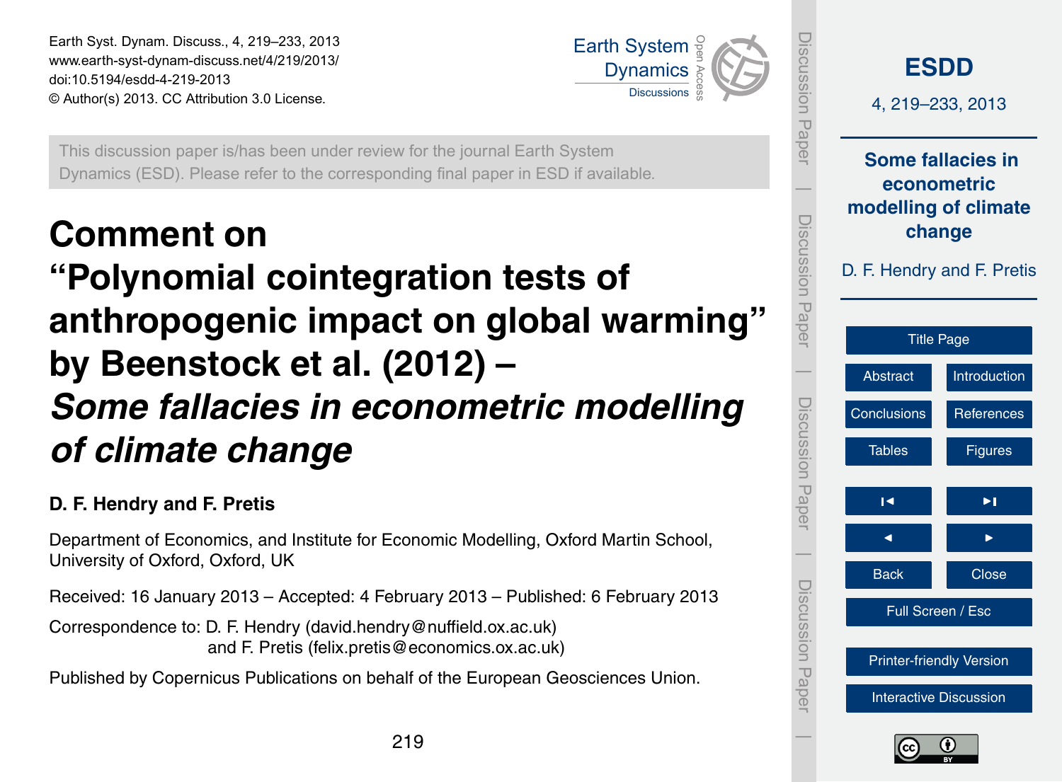Earth Syst. Dynam. Discuss., 4, 219–233, 2013
www.earth-syst-dynam-discuss.net/4/219/2013/
doi:10.5194/esdd-4-219-2013
© Author(s) 2013. CC Attribution 3.0 License.

This discussion paper is/has been under review for the journal Earth System Dynamics (ESD). Please refer to the corresponding final paper in ESD if available.

# Comment on "Polynomial cointegration tests of anthropogenic impact on global warming" by Beenstock et al. (2012) – *Some fallacies in econometric modelling of climate change*

**D. F. Hendry and F. Pretis**

Department of Economics, and Institute for Economic Modelling, Oxford Martin School, University of Oxford, Oxford, UK

Received: 16 January 2013 – Accepted: 4 February 2013 – Published: 6 February 2013

Correspondence to: D. F. Hendry (david.hendry@nuffield.ox.ac.uk) and F. Pretis (felix.pretis@economics.ox.ac.uk)

Published by Copernicus Publications on behalf of the European Geosciences Union.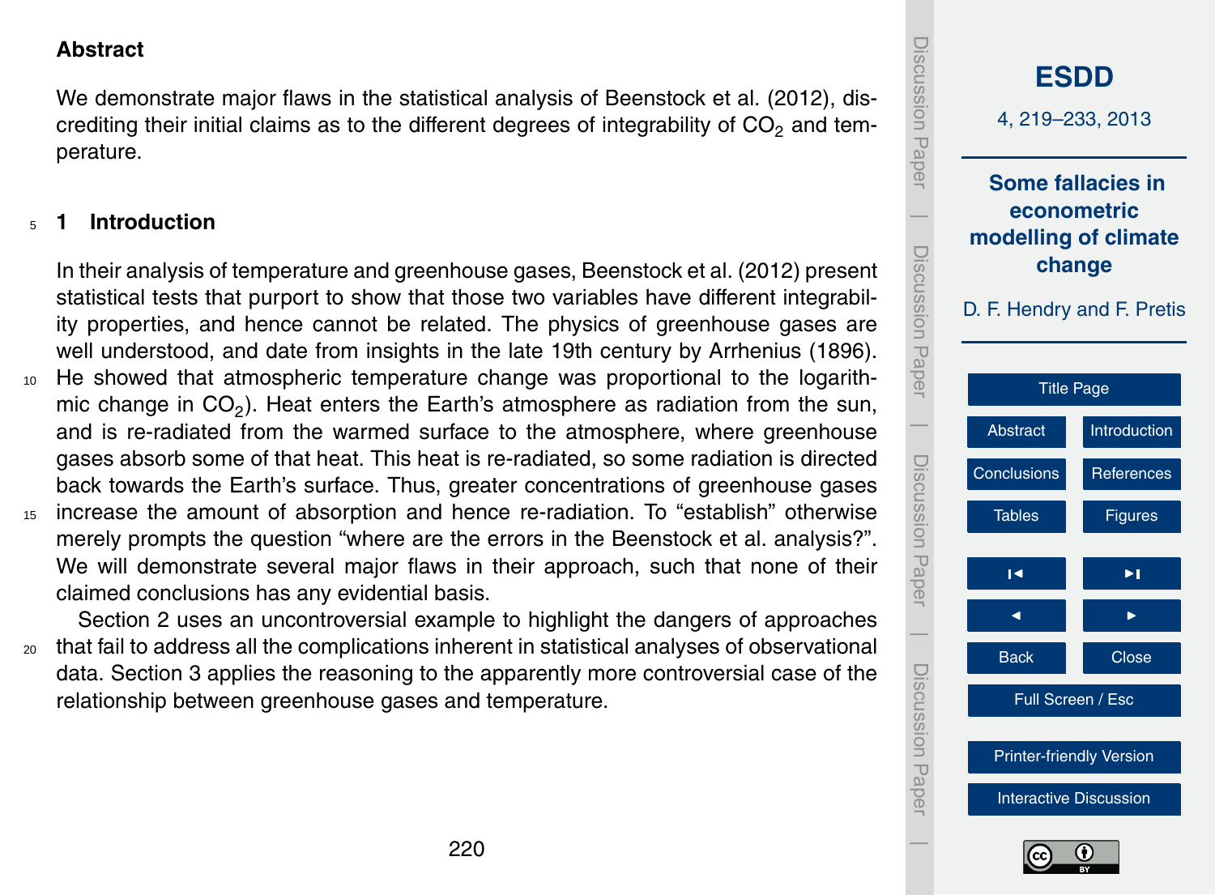## Abstract

We demonstrate major flaws in the statistical analysis of Beenstock et al. (2012), discrediting their initial claims as to the different degrees of integrability of $CO_2$ and temperature.

## 1 Introduction

In their analysis of temperature and greenhouse gases, Beenstock et al. (2012) present statistical tests that purport to show that those two variables have different integrability properties, and hence cannot be related. The physics of greenhouse gases are well understood, and date from insights in the late 19th century by Arrhenius (1896). He showed that atmospheric temperature change was proportional to the logarithmic change in $CO_2$). Heat enters the Earth's atmosphere as radiation from the sun, and is re-radiated from the warmed surface to the atmosphere, where greenhouse gases absorb some of that heat. This heat is re-radiated, so some radiation is directed back towards the Earth's surface. Thus, greater concentrations of greenhouse gases increase the amount of absorption and hence re-radiation. To "establish" otherwise merely prompts the question "where are the errors in the Beenstock et al. analysis?". We will demonstrate several major flaws in their approach, such that none of their claimed conclusions has any evidential basis.

Section 2 uses an uncontroversial example to highlight the dangers of approaches that fail to address all the complications inherent in statistical analyses of observational data. Section 3 applies the reasoning to the apparently more controversial case of the relationship between greenhouse gases and temperature.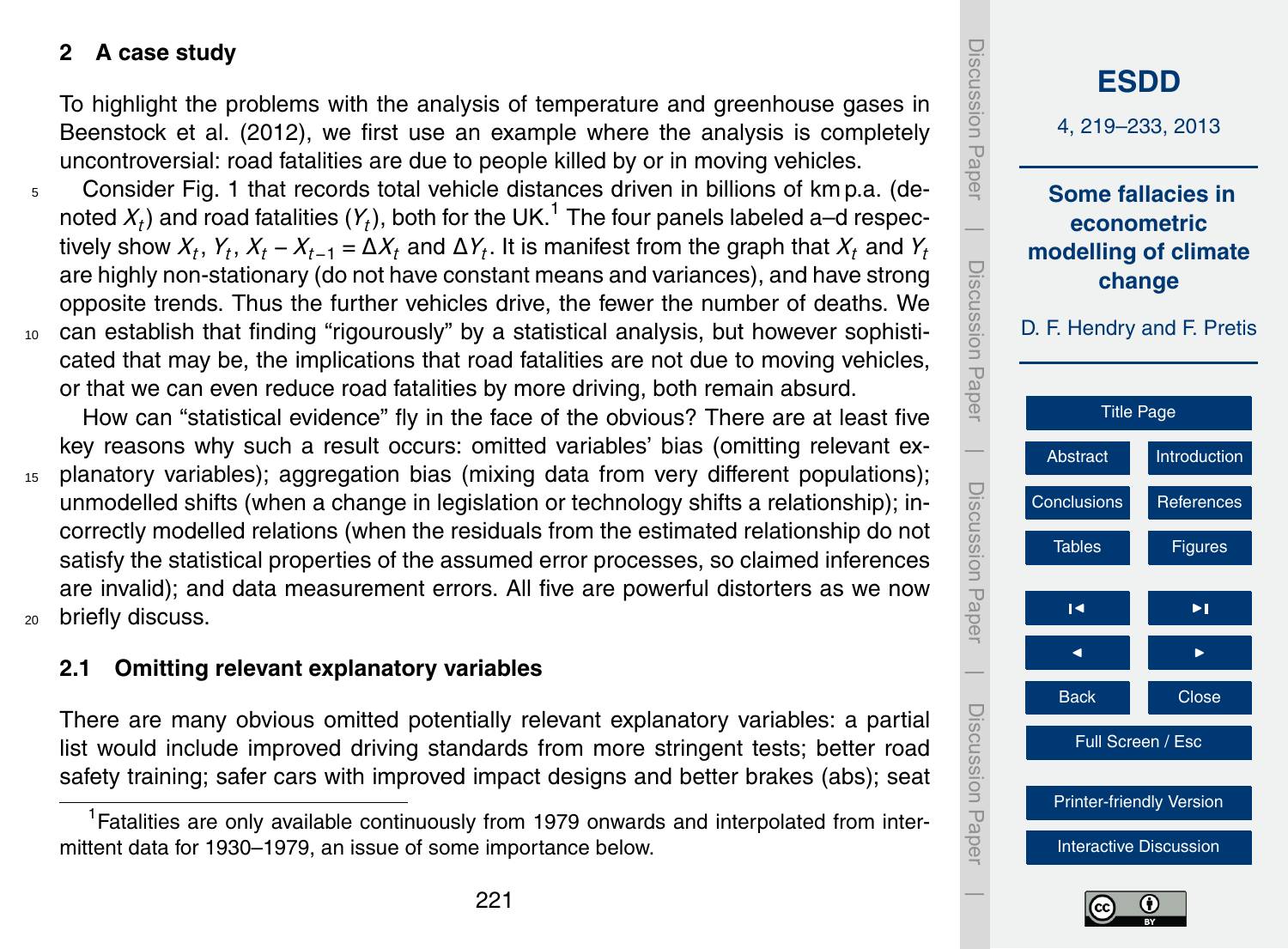## 2 A case study

To highlight the problems with the analysis of temperature and greenhouse gases in Beenstock et al. (2012), we first use an example where the analysis is completely uncontroversial: road fatalities are due to people killed by or in moving vehicles.

Consider Fig. 1 that records total vehicle distances driven in billions of km p.a. (denoted $X_t$) and road fatalities ($Y_t$), both for the UK.[1] The four panels labeled a–d respectively show $X_t$, $Y_t$, $X_t - X_{t-1} = \Delta X_t$ and $\Delta Y_t$. It is manifest from the graph that $X_t$ and $Y_t$ are highly non-stationary (do not have constant means and variances), and have strong opposite trends. Thus the further vehicles drive, the fewer the number of deaths. We can establish that finding "rigourously" by a statistical analysis, but however sophisticated that may be, the implications that road fatalities are not due to moving vehicles, or that we can even reduce road fatalities by more driving, both remain absurd.

How can "statistical evidence" fly in the face of the obvious? There are at least five key reasons why such a result occurs: omitted variables' bias (omitting relevant explanatory variables); aggregation bias (mixing data from very different populations); unmodelled shifts (when a change in legislation or technology shifts a relationship); incorrectly modelled relations (when the residuals from the estimated relationship do not satisfy the statistical properties of the assumed error processes, so claimed inferences are invalid); and data measurement errors. All five are powerful distorters as we now briefly discuss.

### 2.1 Omitting relevant explanatory variables

There are many obvious omitted potentially relevant explanatory variables: a partial list would include improved driving standards from more stringent tests; better road safety training; safer cars with improved impact designs and better brakes (abs); seat

[1] Fatalities are only available continuously from 1979 onwards and interpolated from intermittent data for 1930–1979, an issue of some importance below.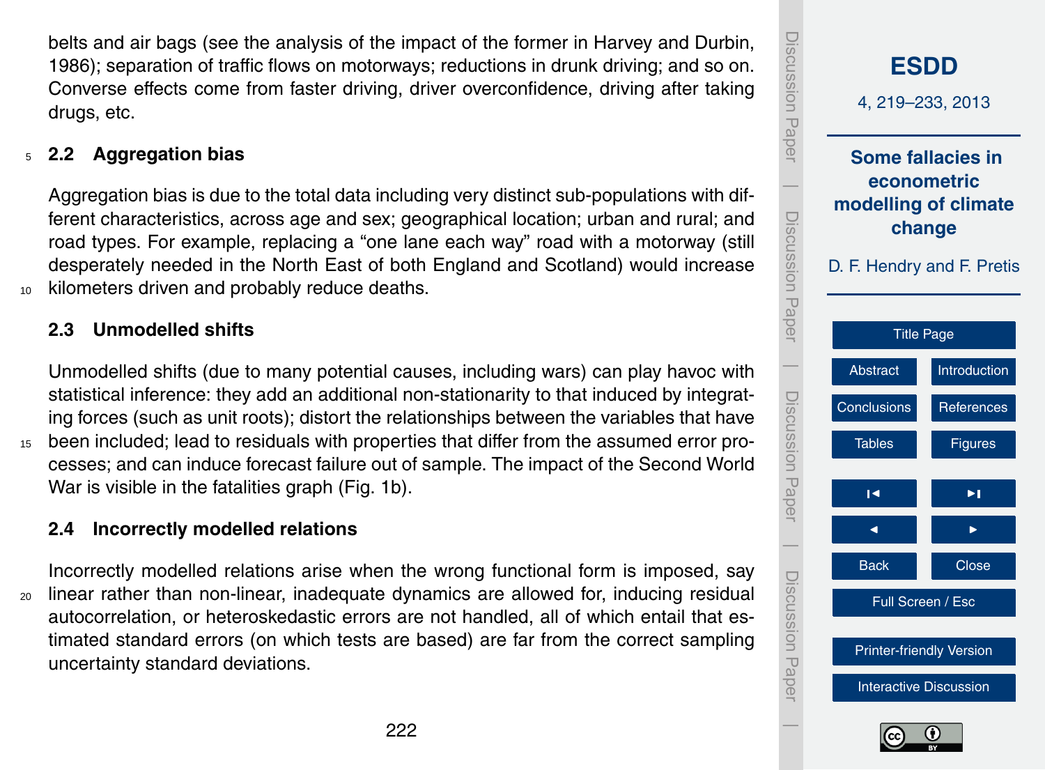belts and air bags (see the analysis of the impact of the former in Harvey and Durbin, 1986); separation of traffic flows on motorways; reductions in drunk driving; and so on. Converse effects come from faster driving, driver overconfidence, driving after taking drugs, etc.

### 2.2 Aggregation bias

Aggregation bias is due to the total data including very distinct sub-populations with different characteristics, across age and sex; geographical location; urban and rural; and road types. For example, replacing a "one lane each way" road with a motorway (still desperately needed in the North East of both England and Scotland) would increase kilometers driven and probably reduce deaths.

### 2.3 Unmodelled shifts

Unmodelled shifts (due to many potential causes, including wars) can play havoc with statistical inference: they add an additional non-stationarity to that induced by integrating forces (such as unit roots); distort the relationships between the variables that have been included; lead to residuals with properties that differ from the assumed error processes; and can induce forecast failure out of sample. The impact of the Second World War is visible in the fatalities graph (Fig. 1b).

### 2.4 Incorrectly modelled relations

Incorrectly modelled relations arise when the wrong functional form is imposed, say linear rather than non-linear, inadequate dynamics are allowed for, inducing residual autocorrelation, or heteroskedastic errors are not handled, all of which entail that estimated standard errors (on which tests are based) are far from the correct sampling uncertainty standard deviations.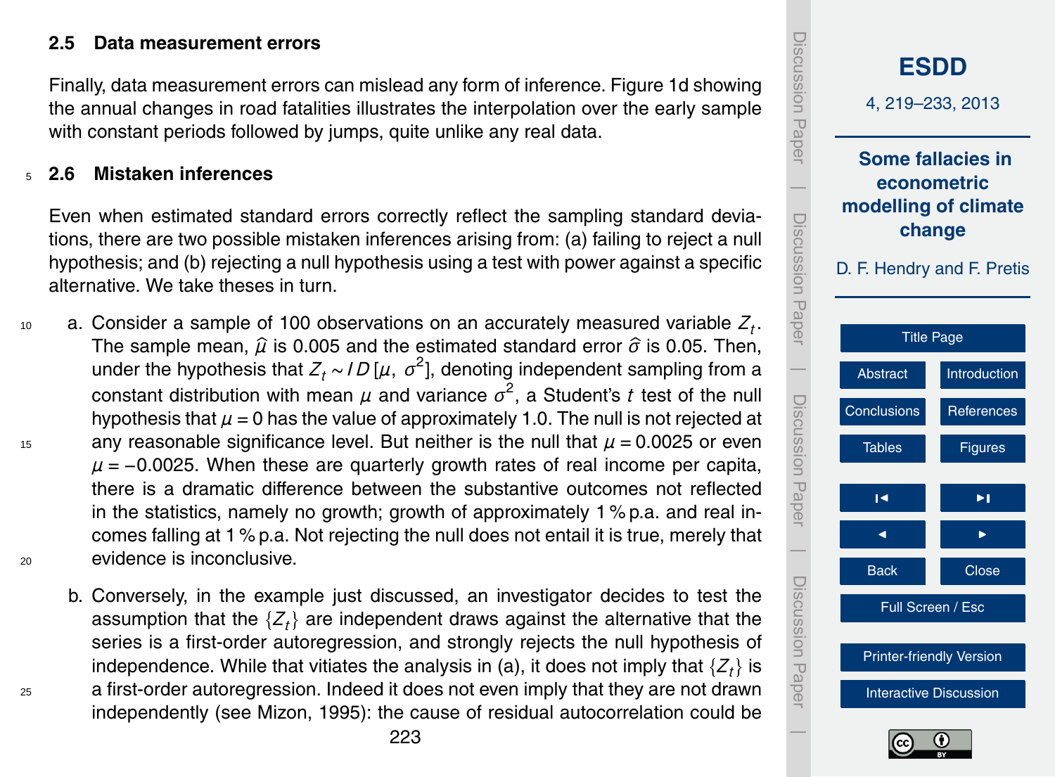### 2.5 Data measurement errors

Finally, data measurement errors can mislead any form of inference. Figure 1d showing the annual changes in road fatalities illustrates the interpolation over the early sample with constant periods followed by jumps, quite unlike any real data.

### 2.6 Mistaken inferences

Even when estimated standard errors correctly reflect the sampling standard deviations, there are two possible mistaken inferences arising from: (a) failing to reject a null hypothesis; and (b) rejecting a null hypothesis using a test with power against a specific alternative. We take theses in turn.

a. Consider a sample of 100 observations on an accurately measured variable $Z_t$. The sample mean, $\widehat{\mu}$ is 0.005 and the estimated standard error $\widehat{\sigma}$ is 0.05. Then, under the hypothesis that $Z_t \sim ID[\mu, \sigma^2]$, denoting independent sampling from a constant distribution with mean $\mu$ and variance $\sigma^2$, a Student's $t$ test of the null hypothesis that $\mu = 0$ has the value of approximately 1.0. The null is not rejected at any reasonable significance level. But neither is the null that $\mu = 0.0025$ or even $\mu = -0.0025$. When these are quarterly growth rates of real income per capita, there is a dramatic difference between the substantive outcomes not reflected in the statistics, namely no growth; growth of approximately 1 % p.a. and real incomes falling at 1 % p.a. Not rejecting the null does not entail it is true, merely that evidence is inconclusive.

b. Conversely, in the example just discussed, an investigator decides to test the assumption that the $\{Z_t\}$ are independent draws against the alternative that the series is a first-order autoregression, and strongly rejects the null hypothesis of independence. While that vitiates the analysis in (a), it does not imply that $\{Z_t\}$ is a first-order autoregression. Indeed it does not even imply that they are not drawn independently (see Mizon, 1995): the cause of residual autocorrelation could be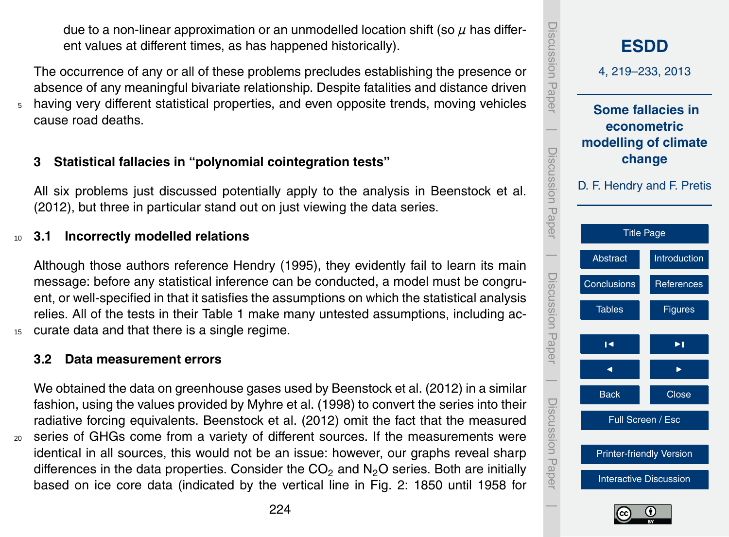due to a non-linear approximation or an unmodelled location shift (so $\mu$ has different values at different times, as has happened historically).

The occurrence of any or all of these problems precludes establishing the presence or absence of any meaningful bivariate relationship. Despite fatalities and distance driven having very different statistical properties, and even opposite trends, moving vehicles cause road deaths.

## 3 Statistical fallacies in "polynomial cointegration tests"

All six problems just discussed potentially apply to the analysis in Beenstock et al. (2012), but three in particular stand out on just viewing the data series.

### 3.1 Incorrectly modelled relations

Although those authors reference Hendry (1995), they evidently fail to learn its main message: before any statistical inference can be conducted, a model must be congruent, or well-specified in that it satisfies the assumptions on which the statistical analysis relies. All of the tests in their Table 1 make many untested assumptions, including accurate data and that there is a single regime.

### 3.2 Data measurement errors

We obtained the data on greenhouse gases used by Beenstock et al. (2012) in a similar fashion, using the values provided by Myhre et al. (1998) to convert the series into their radiative forcing equivalents. Beenstock et al. (2012) omit the fact that the measured series of GHGs come from a variety of different sources. If the measurements were identical in all sources, this would not be an issue: however, our graphs reveal sharp differences in the data properties. Consider the $CO_2$ and $N_2O$ series. Both are initially based on ice core data (indicated by the vertical line in Fig. 2: 1850 until 1958 for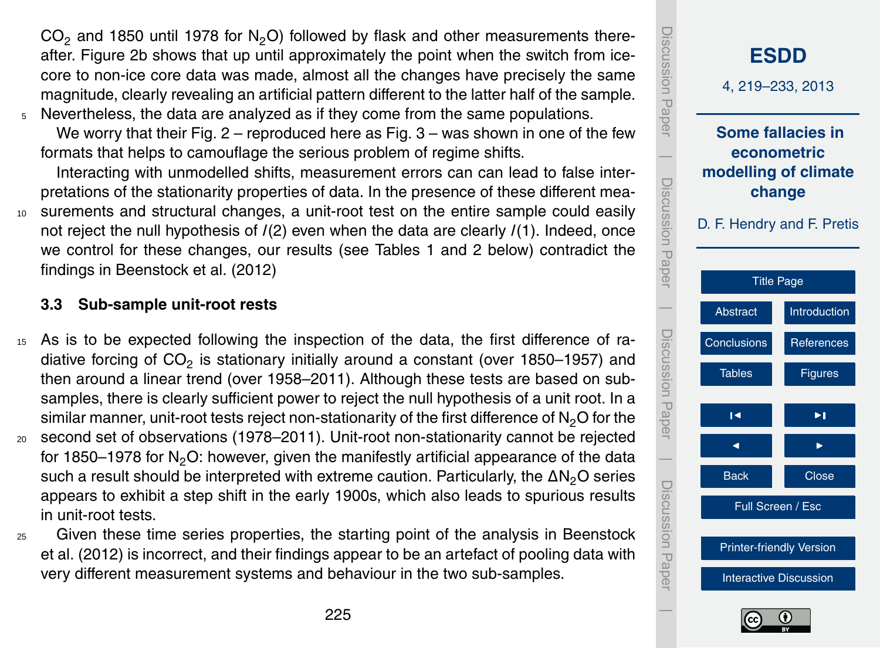$CO_2$ and 1850 until 1978 for $N_2O$) followed by flask and other measurements thereafter. Figure 2b shows that up until approximately the point when the switch from ice-core to non-ice core data was made, almost all the changes have precisely the same magnitude, clearly revealing an artificial pattern different to the latter half of the sample. Nevertheless, the data are analyzed as if they come from the same populations.

We worry that their Fig. 2 – reproduced here as Fig. 3 – was shown in one of the few formats that helps to camouflage the serious problem of regime shifts.

Interacting with unmodelled shifts, measurement errors can can lead to false interpretations of the stationarity properties of data. In the presence of these different measurements and structural changes, a unit-root test on the entire sample could easily not reject the null hypothesis of $I(2)$ even when the data are clearly $I(1)$. Indeed, once we control for these changes, our results (see Tables 1 and 2 below) contradict the findings in Beenstock et al. (2012)

### 3.3 Sub-sample unit-root rests

As is to be expected following the inspection of the data, the first difference of radiative forcing of $CO_2$ is stationary initially around a constant (over 1850–1957) and then around a linear trend (over 1958–2011). Although these tests are based on sub-samples, there is clearly sufficient power to reject the null hypothesis of a unit root. In a similar manner, unit-root tests reject non-stationarity of the first difference of $N_2O$ for the second set of observations (1978–2011). Unit-root non-stationarity cannot be rejected for 1850–1978 for $N_2O$: however, given the manifestly artificial appearance of the data such a result should be interpreted with extreme caution. Particularly, the $\Delta N_2O$ series appears to exhibit a step shift in the early 1900s, which also leads to spurious results in unit-root tests.

Given these time series properties, the starting point of the analysis in Beenstock et al. (2012) is incorrect, and their findings appear to be an artefact of pooling data with very different measurement systems and behaviour in the two sub-samples.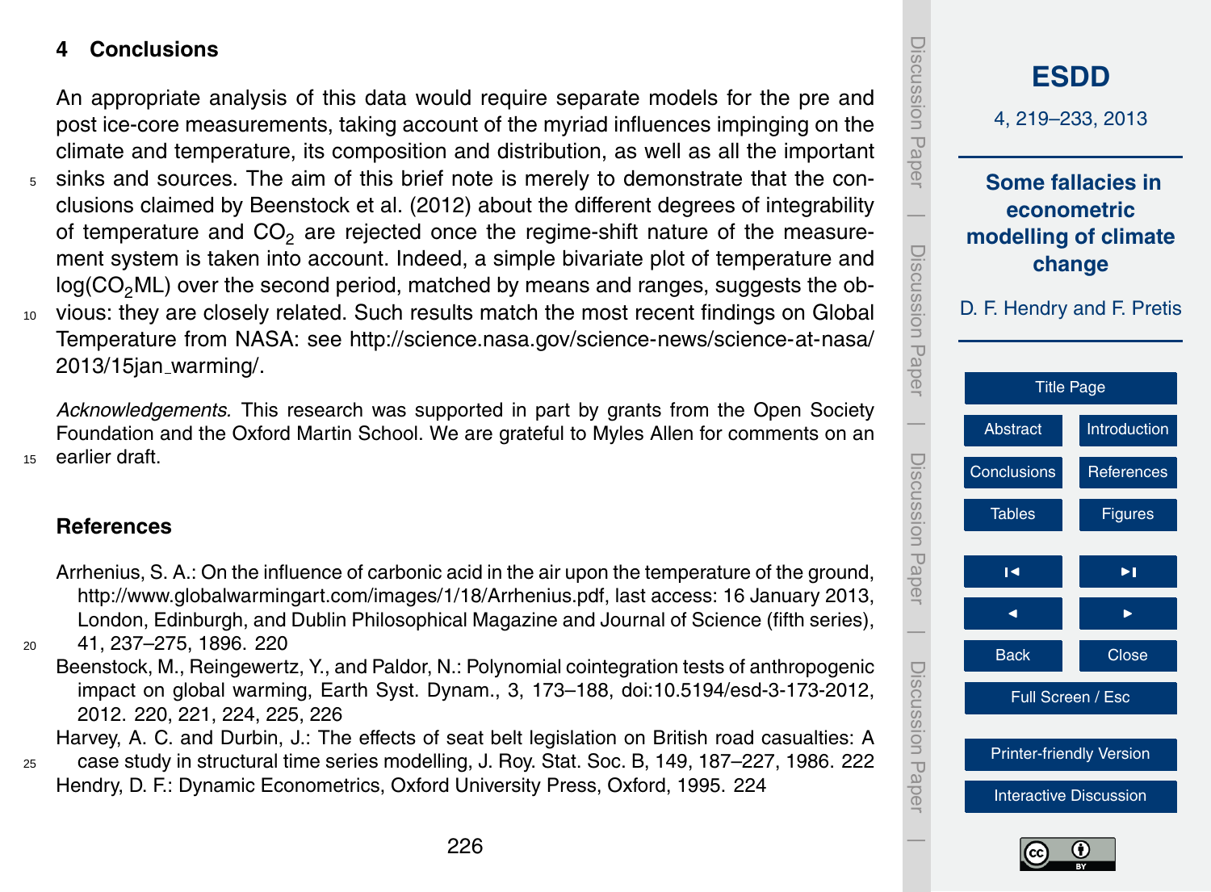## 4 Conclusions

An appropriate analysis of this data would require separate models for the pre and post ice-core measurements, taking account of the myriad influences impinging on the climate and temperature, its composition and distribution, as well as all the important sinks and sources. The aim of this brief note is merely to demonstrate that the conclusions claimed by Beenstock et al. (2012) about the different degrees of integrability of temperature and $CO_2$ are rejected once the regime-shift nature of the measurement system is taken into account. Indeed, a simple bivariate plot of temperature and $\log(CO_2ML)$ over the second period, matched by means and ranges, suggests the obvious: they are closely related. Such results match the most recent findings on Global Temperature from NASA: see http://science.nasa.gov/science-news/science-at-nasa/2013/15jan_warming/.

*Acknowledgements.* This research was supported in part by grants from the Open Society Foundation and the Oxford Martin School. We are grateful to Myles Allen for comments on an earlier draft.

## References

Arrhenius, S. A.: On the influence of carbonic acid in the air upon the temperature of the ground, http://www.globalwarmingart.com/images/1/18/Arrhenius.pdf, last access: 16 January 2013, London, Edinburgh, and Dublin Philosophical Magazine and Journal of Science (fifth series), 41, 237–275, 1896. 220

Beenstock, M., Reingewertz, Y., and Paldor, N.: Polynomial cointegration tests of anthropogenic impact on global warming, Earth Syst. Dynam., 3, 173–188, doi:10.5194/esd-3-173-2012, 2012. 220, 221, 224, 225, 226

Harvey, A. C. and Durbin, J.: The effects of seat belt legislation on British road casualties: A case study in structural time series modelling, J. Roy. Stat. Soc. B, 149, 187–227, 1986. 222

Hendry, D. F.: Dynamic Econometrics, Oxford University Press, Oxford, 1995. 224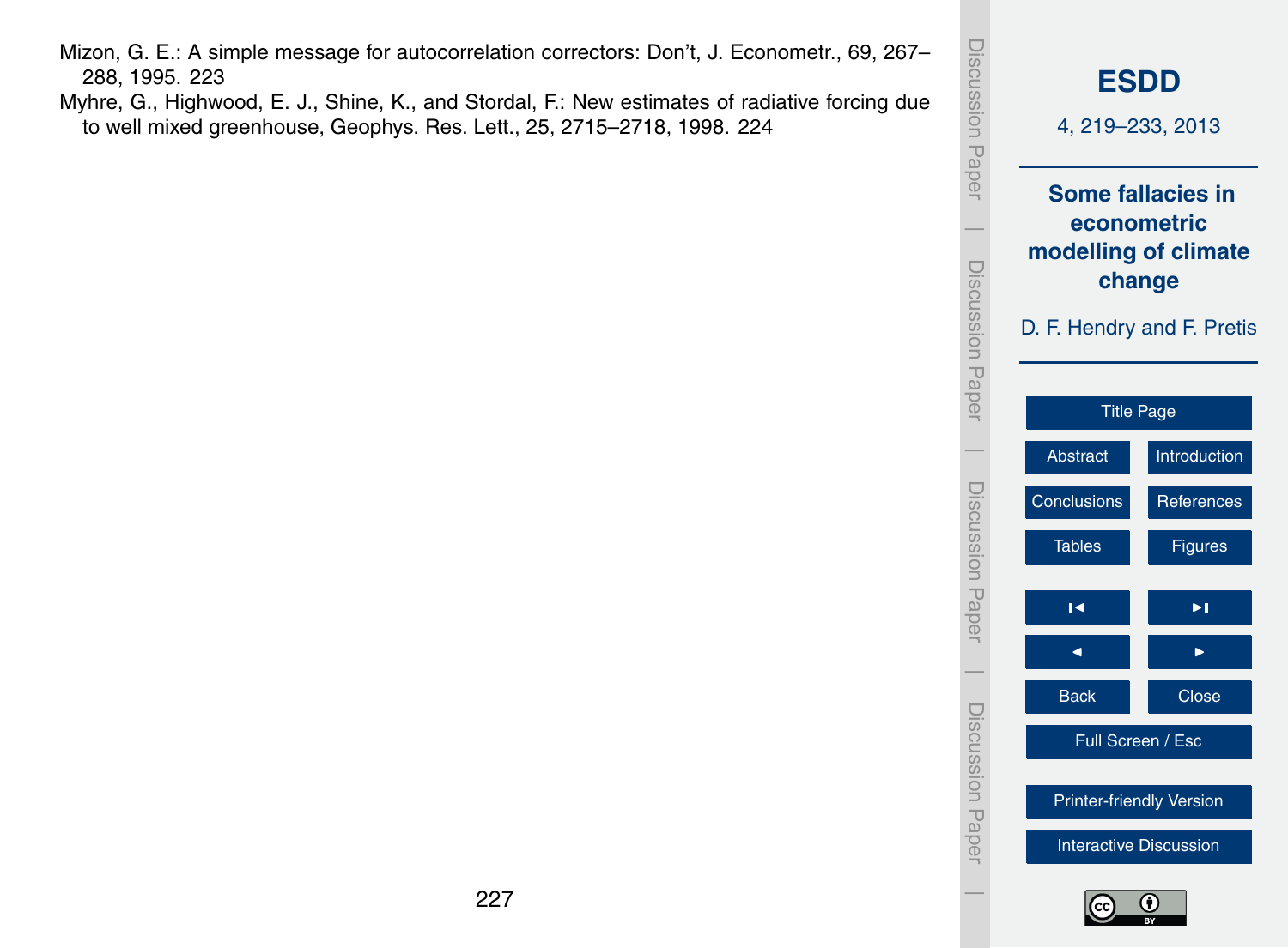Mizon, G. E.: A simple message for autocorrelation correctors: Don't, J. Econometr., 69, 267–288, 1995. 223

Myhre, G., Highwood, E. J., Shine, K., and Stordal, F.: New estimates of radiative forcing due to well mixed greenhouse, Geophys. Res. Lett., 25, 2715–2718, 1998. 224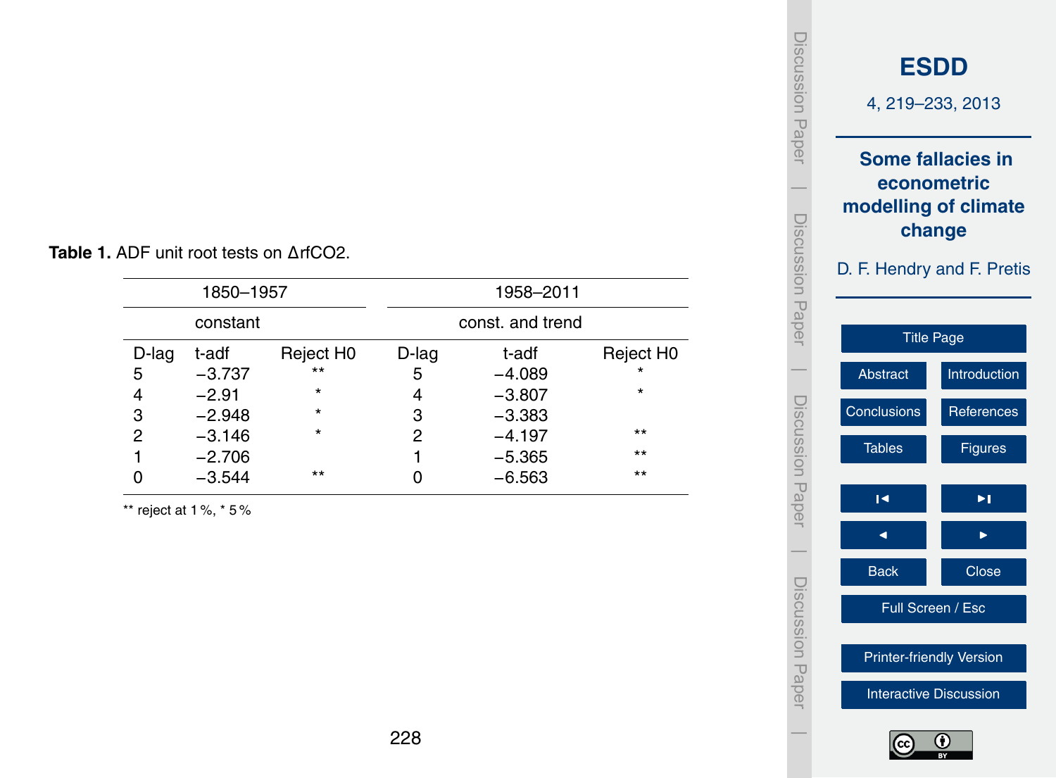**Table 1.** ADF unit root tests on ΔrfCO2.

| 1850–1957 | | | 1958–2011 | | |
|---|---|---|---|---|---|
| constant | | | const. and trend | | |
| D-lag | t-adf | Reject H0 | D-lag | t-adf | Reject H0 |
| 5 | −3.737 | ** | 5 | −4.089 | * |
| 4 | −2.91 | * | 4 | −3.807 | * |
| 3 | −2.948 | * | 3 | −3.383 | |
| 2 | −3.146 | * | 2 | −4.197 | ** |
| 1 | −2.706 | | 1 | −5.365 | ** |
| 0 | −3.544 | ** | 0 | −6.563 | ** |

** reject at 1 %, * 5 %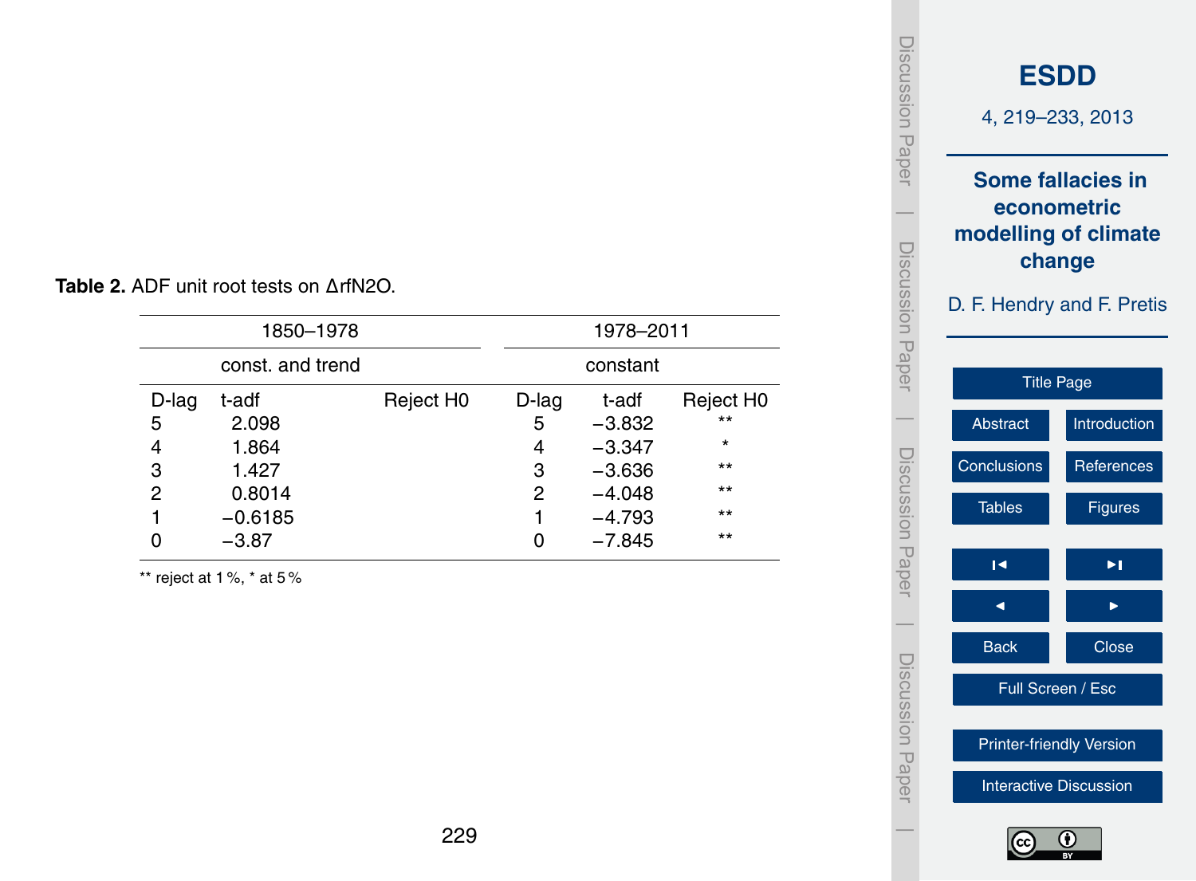**Table 2.** ADF unit root tests on ΔrfN2O.

| 1850–1978 | | | 1978–2011 | | |
|---|---|---|---|---|---|
| const. and trend | | | constant | | |
| D-lag | t-adf | Reject H0 | D-lag | t-adf | Reject H0 |
| 5 | 2.098 | | 5 | −3.832 | ** |
| 4 | 1.864 | | 4 | −3.347 | * |
| 3 | 1.427 | | 3 | −3.636 | ** |
| 2 | 0.8014 | | 2 | −4.048 | ** |
| 1 | −0.6185 | | 1 | −4.793 | ** |
| 0 | −3.87 | | 0 | −7.845 | ** |

** reject at 1 %, * at 5 %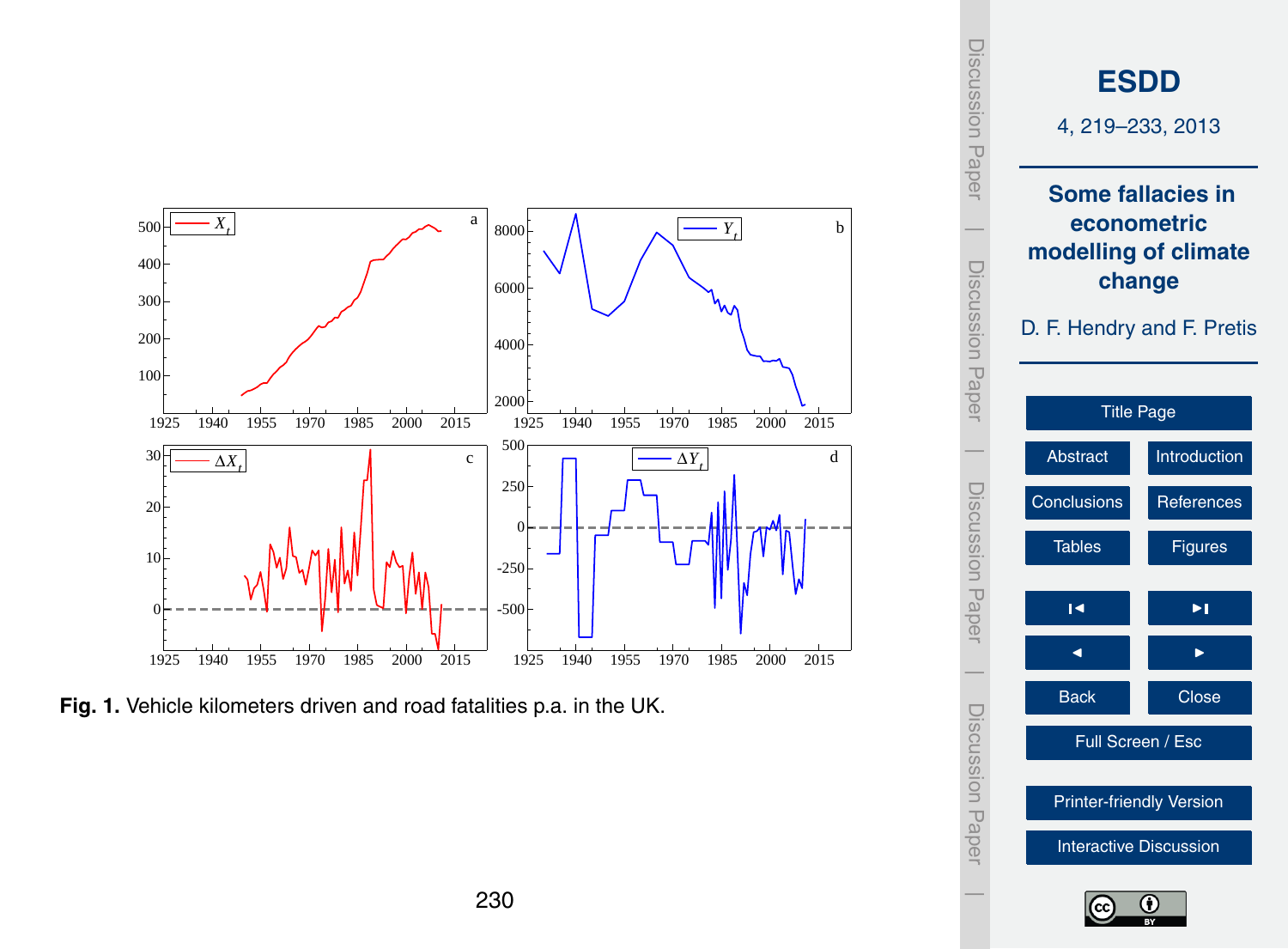**Fig. 1.** Vehicle kilometers driven and road fatalities p.a. in the UK.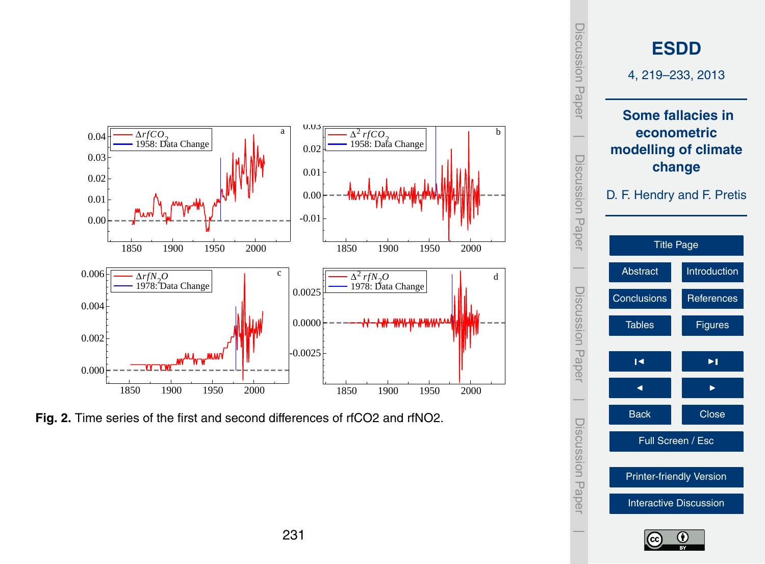**Fig. 2.** Time series of the first and second differences of rfCO2 and rfNO2.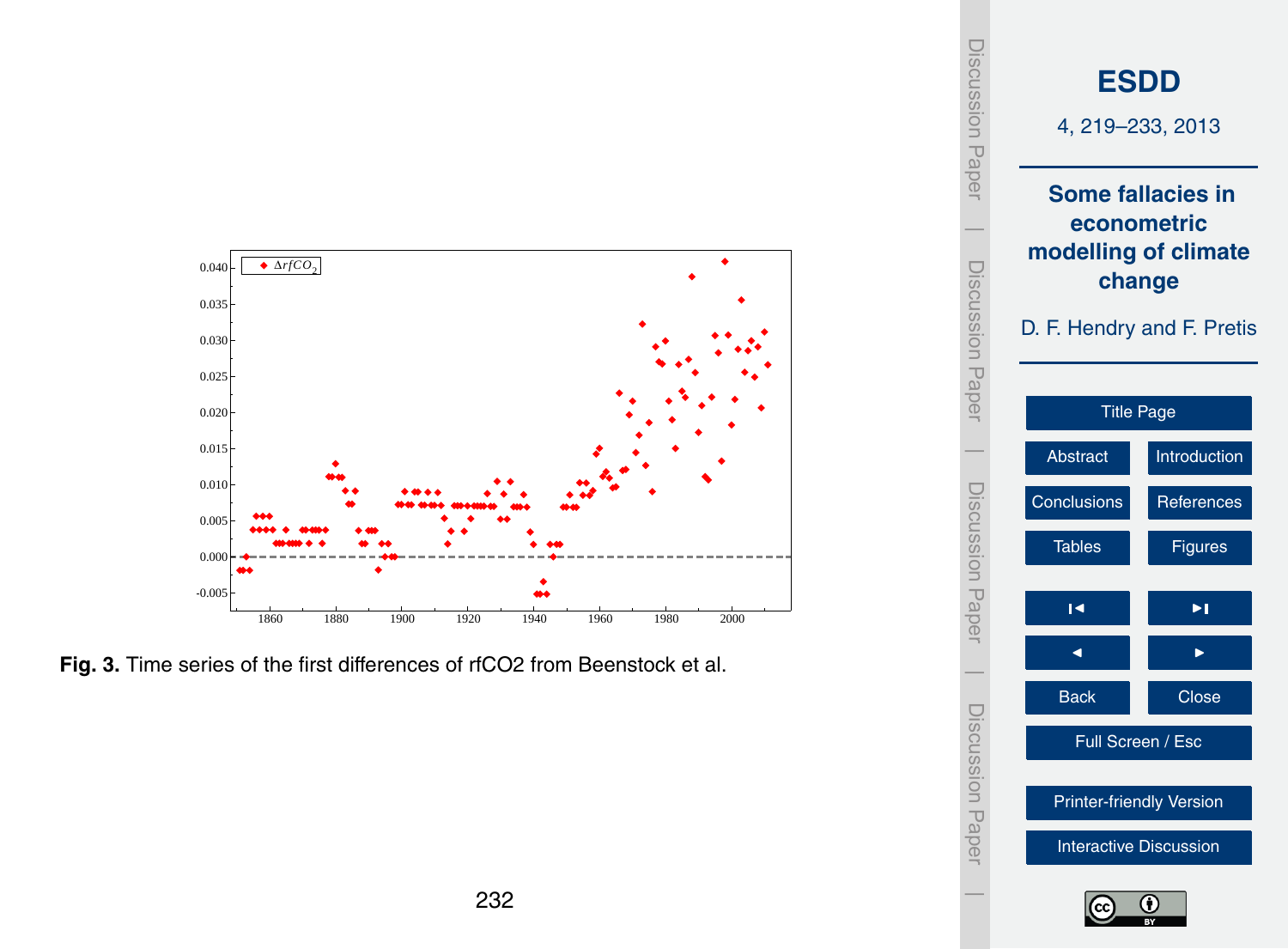**Fig. 3.** Time series of the first differences of rfCO2 from Beenstock et al.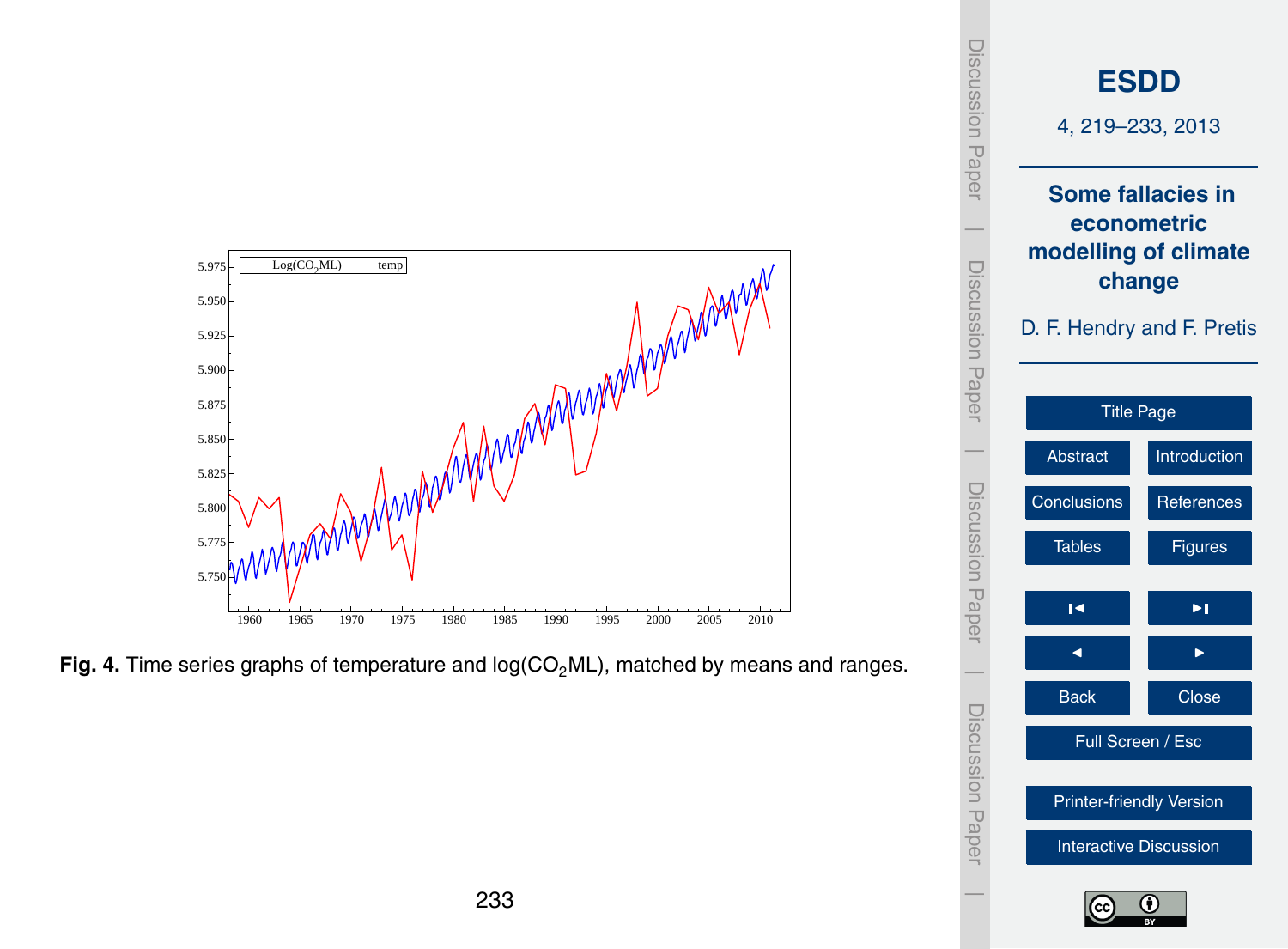5.975
5.950
5.925
5.900
5.875
5.850
5.825
5.800
5.775
5.750

1960 1965 1970 1975 1980 1985 1990 1995 2000 2005 2010

Log($CO_2$ML)
temp

**Fig. 4.** Time series graphs of temperature and log($CO_2$ML), matched by means and ranges.